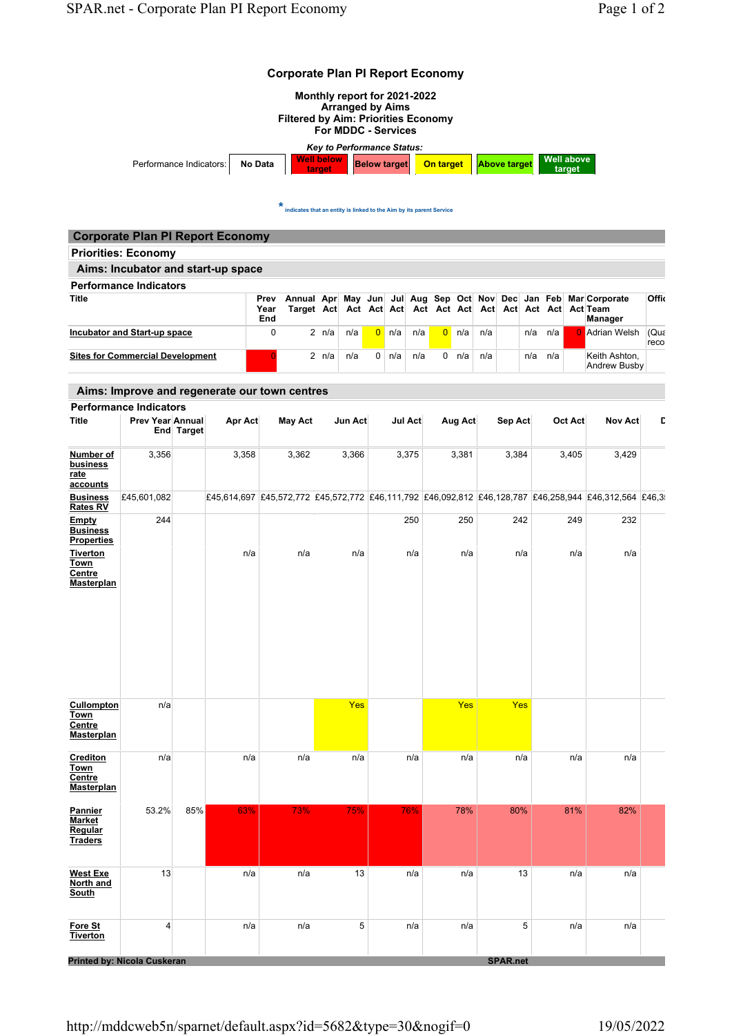# Corporate Plan PI Report Economy

**Monthly report for 2021-2022**
**Arranged by Aims**
**Filtered by Aim: Priorities Economy**
**For MDDC - Services**

*Key to Performance Status:*

| Performance Indicators: | No Data | Well below target | Below target | On target | Above target | Well above target |
|---|---|---|---|---|---|---|

\* indicates that an entity is linked to the Aim by its parent Service

## Corporate Plan PI Report Economy

### Priorities: Economy

### Aims: Incubator and start-up space

**Performance Indicators**

| Title | Prev Year End | Annual Target | Apr Act | May Act | Jun Act | Jul Act | Aug Act | Sep Act | Oct Act | Nov Act | Dec Act | Jan Act | Feb Act | Mar Act | Corporate Team Manager | Offic |
|---|---|---|---|---|---|---|---|---|---|---|---|---|---|---|---|---|
| Incubator and Start-up space | 0 | 2 | n/a | n/a | 0 | n/a | n/a | 0 | n/a | n/a | | n/a | n/a | 0 | Adrian Welsh | (Qua reco |
| Sites for Commercial Development | 0 | 2 | n/a | n/a | 0 | n/a | n/a | 0 | n/a | n/a | | n/a | n/a | | Keith Ashton, Andrew Busby | |

### Aims: Improve and regenerate our town centres

**Performance Indicators**

| Title | Prev Year End | Annual Target | Apr Act | May Act | Jun Act | Jul Act | Aug Act | Sep Act | Oct Act | Nov Act | D |
|---|---|---|---|---|---|---|---|---|---|---|---|
| Number of business rate accounts | 3,356 | | 3,358 | 3,362 | 3,366 | 3,375 | 3,381 | 3,384 | 3,405 | 3,429 | |
| Business Rates RV | £45,601,082 | | £45,614,697 | £45,572,772 | £45,572,772 | £46,111,792 | £46,092,812 | £46,128,787 | £46,258,944 | £46,312,564 | £46,3 |
| Empty Business Properties | 244 | | | | | 250 | 250 | 242 | 249 | 232 | |
| Tiverton Town Centre Masterplan | | | n/a | n/a | n/a | n/a | n/a | n/a | n/a | n/a | |
| Cullompton Town Centre Masterplan | n/a | | | | Yes | | Yes | Yes | | | |
| Crediton Town Centre Masterplan | n/a | | n/a | n/a | n/a | n/a | n/a | n/a | n/a | n/a | |
| Pannier Market Regular Traders | 53.2% | 85% | 63% | 73% | 75% | 76% | 78% | 80% | 81% | 82% | |
| West Exe North and South | 13 | | n/a | n/a | 13 | n/a | n/a | 13 | n/a | n/a | |
| Fore St Tiverton | 4 | | n/a | n/a | 5 | n/a | n/a | 5 | n/a | n/a | |

Printed by: Nicola Cuskeran SPAR.net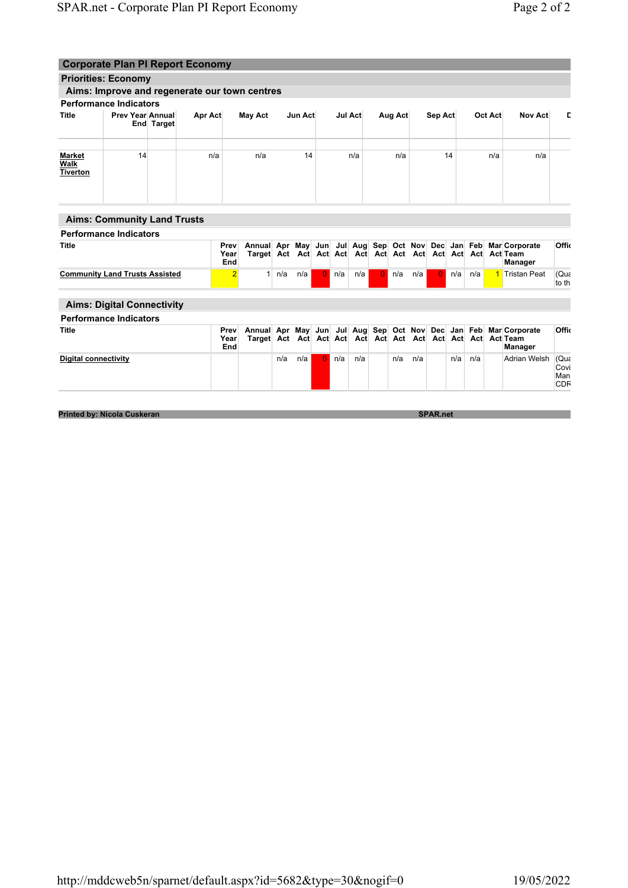## Corporate Plan PI Report Economy

### Priorities: Economy

#### Aims: Improve and regenerate our town centres

**Performance Indicators**

| Title | Prev Year End | Annual Target | Apr Act | May Act | Jun Act | Jul Act | Aug Act | Sep Act | Oct Act | Nov Act | D |
|---|---|---|---|---|---|---|---|---|---|---|---|
| | | | | | | | | | | | |
| **Market Walk Tiverton** | 14 | | n/a | n/a | 14 | n/a | n/a | 14 | n/a | n/a | |

#### Aims: Community Land Trusts

**Performance Indicators**

| Title | Prev Year End | Annual Target | Apr Act | May Act | Jun Act | Jul Act | Aug Act | Sep Act | Oct Act | Nov Act | Dec Act | Jan Act | Feb Act | Mar Act | Corporate Team Manager | Offic |
|---|---|---|---|---|---|---|---|---|---|---|---|---|---|---|---|---|
| **Community Land Trusts Assisted** | 2 | 1 | n/a | n/a | 0 | n/a | n/a | 0 | n/a | n/a | 0 | n/a | n/a | 1 | Tristan Peat | (Qua to th |

#### Aims: Digital Connectivity

**Performance Indicators**

| Title | Prev Year End | Annual Target | Apr Act | May Act | Jun Act | Jul Act | Aug Act | Sep Act | Oct Act | Nov Act | Dec Act | Jan Act | Feb Act | Mar Act | Corporate Team Manager | Offic |
|---|---|---|---|---|---|---|---|---|---|---|---|---|---|---|---|---|
| **Digital connectivity** | | | n/a | n/a | 0 | n/a | n/a | | n/a | n/a | | n/a | n/a | | Adrian Welsh | (Qua Covi Man CDR |

Printed by: Nicola Cuskeran SPAR.net